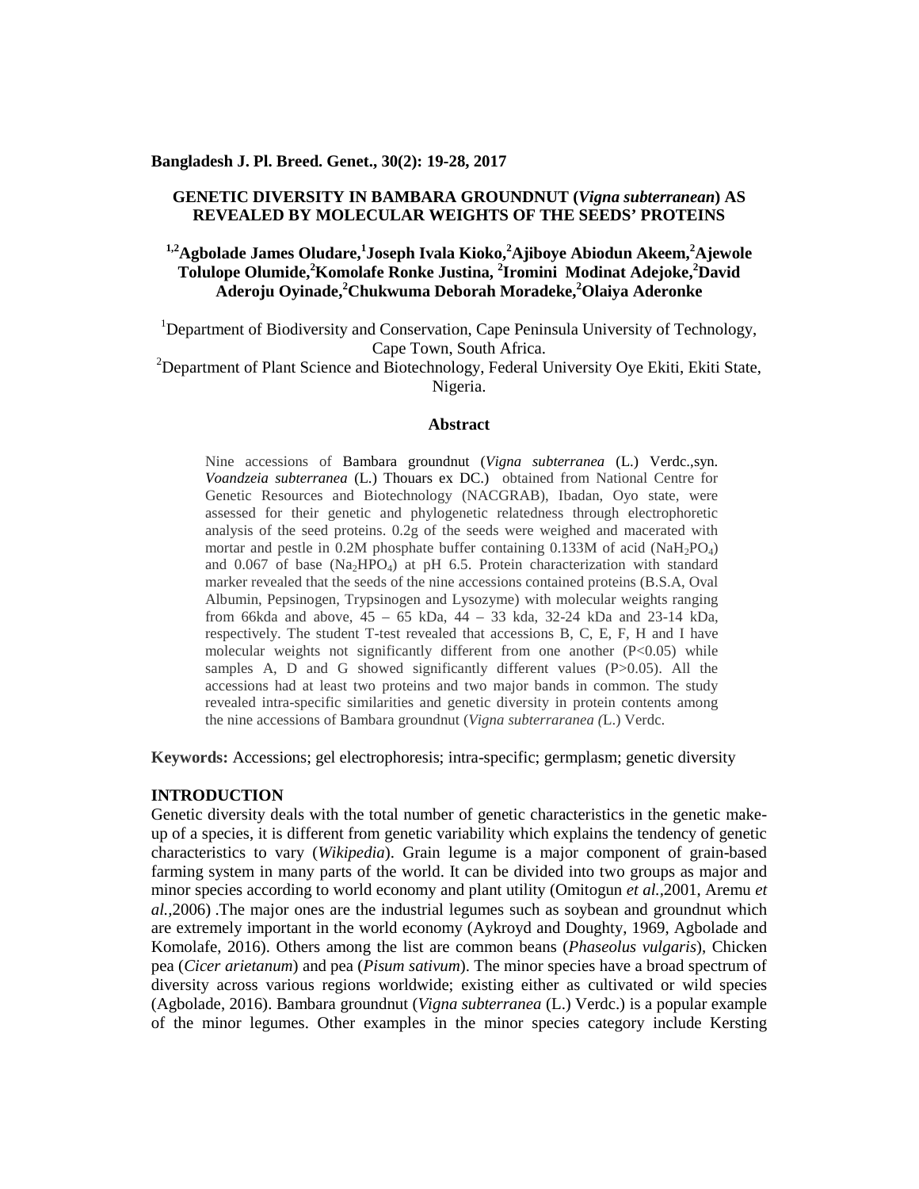Bangladesh J. Pl. Breed. Genet., 30(2): 19-28, 2017

# GENETIC DIVERSITY IN BAMBARA GROUNDNUT (*Vigna subterranean*) AS REVEALED BY MOLECULAR WEIGHTS OF THE SEEDS' PROTEINS

**[1,2]Agbolade James Oludare,[1]Joseph Ivala Kioko,[2]Ajiboye Abiodun Akeem,[2]Ajewole Tolulope Olumide,[2]Komolafe Ronke Justina, [2]Iromini Modinat Adejoke,[2]David Aderoju Oyinade,[2]Chukwuma Deborah Moradeke,[2]Olaiya Aderonke**

[1]Department of Biodiversity and Conservation, Cape Peninsula University of Technology, Cape Town, South Africa.

[2]Department of Plant Science and Biotechnology, Federal University Oye Ekiti, Ekiti State, Nigeria.

## Abstract

Nine accessions of Bambara groundnut (*Vigna subterranea* (L.) Verdc.,syn. *Voandzeia subterranea* (L.) Thouars ex DC.) obtained from National Centre for Genetic Resources and Biotechnology (NACGRAB), Ibadan, Oyo state, were assessed for their genetic and phylogenetic relatedness through electrophoretic analysis of the seed proteins. 0.2g of the seeds were weighed and macerated with mortar and pestle in 0.2M phosphate buffer containing 0.133M of acid ($NaH_2PO_4$) and 0.067 of base ($Na_2HPO_4$) at pH 6.5. Protein characterization with standard marker revealed that the seeds of the nine accessions contained proteins (B.S.A, Oval Albumin, Pepsinogen, Trypsinogen and Lysozyme) with molecular weights ranging from 66kda and above, 45 – 65 kDa, 44 – 33 kda, 32-24 kDa and 23-14 kDa, respectively. The student T-test revealed that accessions B, C, E, F, H and I have molecular weights not significantly different from one another ($P<0.05$) while samples A, D and G showed significantly different values ($P>0.05$). All the accessions had at least two proteins and two major bands in common. The study revealed intra-specific similarities and genetic diversity in protein contents among the nine accessions of Bambara groundnut (*Vigna subterraranea (*L.) Verdc.

**Keywords:** Accessions; gel electrophoresis; intra-specific; germplasm; genetic diversity

## INTRODUCTION

Genetic diversity deals with the total number of genetic characteristics in the genetic make-up of a species, it is different from genetic variability which explains the tendency of genetic characteristics to vary (*Wikipedia*). Grain legume is a major component of grain-based farming system in many parts of the world. It can be divided into two groups as major and minor species according to world economy and plant utility (Omitogun *et al.,*2001, Aremu *et al.,*2006) .The major ones are the industrial legumes such as soybean and groundnut which are extremely important in the world economy (Aykroyd and Doughty, 1969, Agbolade and Komolafe, 2016). Others among the list are common beans (*Phaseolus vulgaris*), Chicken pea (*Cicer arietanum*) and pea (*Pisum sativum*). The minor species have a broad spectrum of diversity across various regions worldwide; existing either as cultivated or wild species (Agbolade, 2016). Bambara groundnut (*Vigna subterranea* (L.) Verdc.) is a popular example of the minor legumes. Other examples in the minor species category include Kersting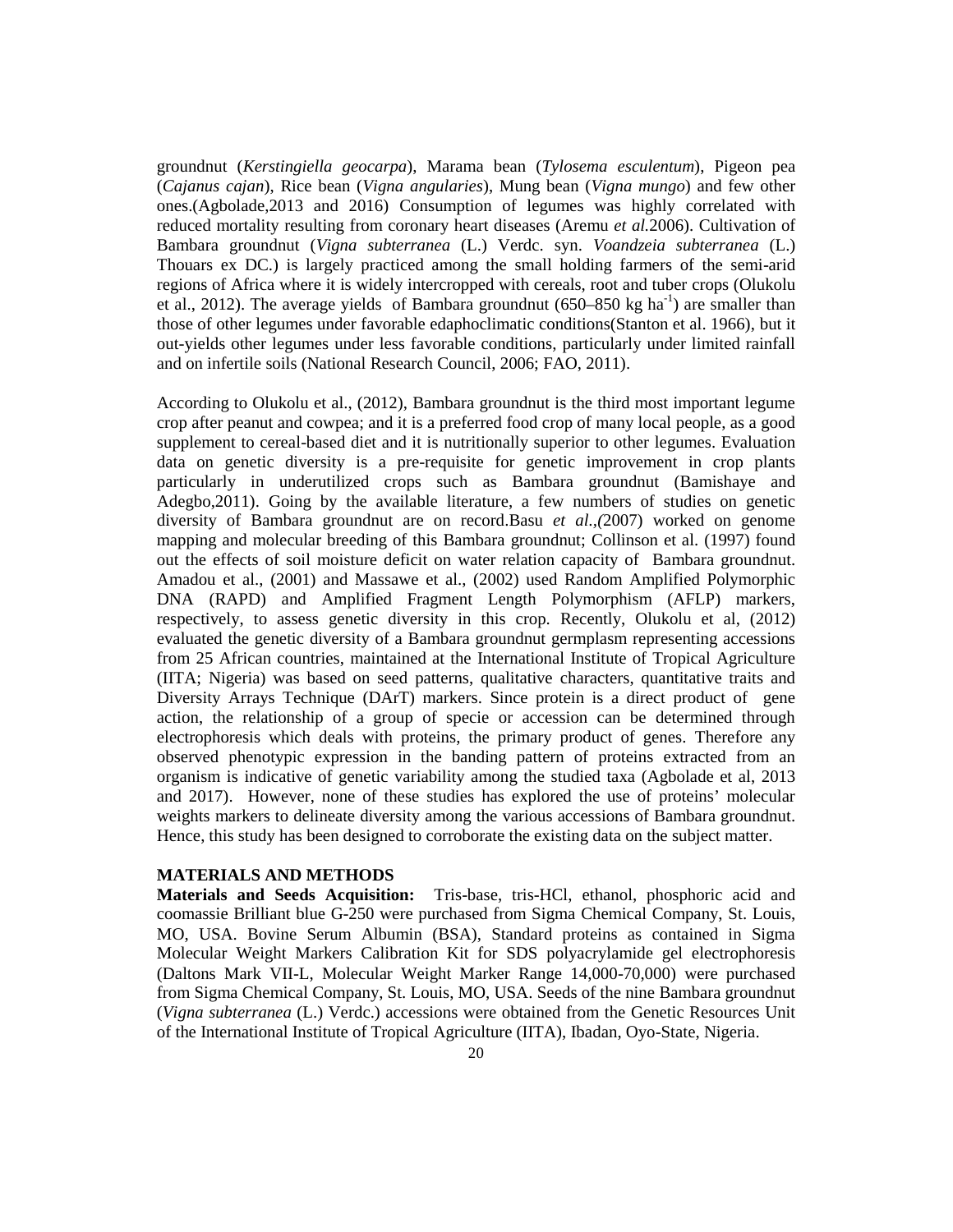groundnut (*Kerstingiella geocarpa*), Marama bean (*Tylosema esculentum*), Pigeon pea (*Cajanus cajan*), Rice bean (*Vigna angularies*), Mung bean (*Vigna mungo*) and few other ones.(Agbolade,2013 and 2016) Consumption of legumes was highly correlated with reduced mortality resulting from coronary heart diseases (Aremu *et al.*2006). Cultivation of Bambara groundnut (*Vigna subterranea* (L.) Verdc. syn. *Voandzeia subterranea* (L.) Thouars ex DC.) is largely practiced among the small holding farmers of the semi-arid regions of Africa where it is widely intercropped with cereals, root and tuber crops (Olukolu et al., 2012). The average yields of Bambara groundnut (650–850 kg $ha^{-1}$) are smaller than those of other legumes under favorable edaphoclimatic conditions(Stanton et al. 1966), but it out-yields other legumes under less favorable conditions, particularly under limited rainfall and on infertile soils (National Research Council, 2006; FAO, 2011).

According to Olukolu et al., (2012), Bambara groundnut is the third most important legume crop after peanut and cowpea; and it is a preferred food crop of many local people, as a good supplement to cereal-based diet and it is nutritionally superior to other legumes. Evaluation data on genetic diversity is a pre-requisite for genetic improvement in crop plants particularly in underutilized crops such as Bambara groundnut (Bamishaye and Adegbo,2011). Going by the available literature, a few numbers of studies on genetic diversity of Bambara groundnut are on record.Basu *et al.,(*2007) worked on genome mapping and molecular breeding of this Bambara groundnut; Collinson et al. (1997) found out the effects of soil moisture deficit on water relation capacity of Bambara groundnut. Amadou et al., (2001) and Massawe et al., (2002) used Random Amplified Polymorphic DNA (RAPD) and Amplified Fragment Length Polymorphism (AFLP) markers, respectively, to assess genetic diversity in this crop. Recently, Olukolu et al, (2012) evaluated the genetic diversity of a Bambara groundnut germplasm representing accessions from 25 African countries, maintained at the International Institute of Tropical Agriculture (IITA; Nigeria) was based on seed patterns, qualitative characters, quantitative traits and Diversity Arrays Technique (DArT) markers. Since protein is a direct product of gene action, the relationship of a group of specie or accession can be determined through electrophoresis which deals with proteins, the primary product of genes. Therefore any observed phenotypic expression in the banding pattern of proteins extracted from an organism is indicative of genetic variability among the studied taxa (Agbolade et al, 2013 and 2017). However, none of these studies has explored the use of proteins' molecular weights markers to delineate diversity among the various accessions of Bambara groundnut. Hence, this study has been designed to corroborate the existing data on the subject matter.

## MATERIALS AND METHODS

**Materials and Seeds Acquisition:** Tris-base, tris-HCl, ethanol, phosphoric acid and coomassie Brilliant blue G-250 were purchased from Sigma Chemical Company, St. Louis, MO, USA. Bovine Serum Albumin (BSA), Standard proteins as contained in Sigma Molecular Weight Markers Calibration Kit for SDS polyacrylamide gel electrophoresis (Daltons Mark VII-L, Molecular Weight Marker Range 14,000-70,000) were purchased from Sigma Chemical Company, St. Louis, MO, USA. Seeds of the nine Bambara groundnut (*Vigna subterranea* (L.) Verdc.) accessions were obtained from the Genetic Resources Unit of the International Institute of Tropical Agriculture (IITA), Ibadan, Oyo-State, Nigeria.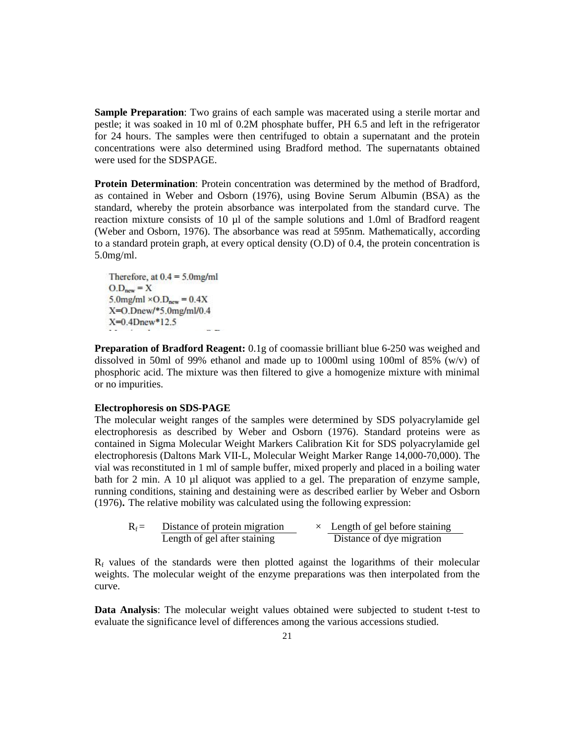**Sample Preparation**: Two grains of each sample was macerated using a sterile mortar and pestle; it was soaked in 10 ml of 0.2M phosphate buffer, PH 6.5 and left in the refrigerator for 24 hours. The samples were then centrifuged to obtain a supernatant and the protein concentrations were also determined using Bradford method. The supernatants obtained were used for the SDSPAGE.

**Protein Determination**: Protein concentration was determined by the method of Bradford, as contained in Weber and Osborn (1976), using Bovine Serum Albumin (BSA) as the standard, whereby the protein absorbance was interpolated from the standard curve. The reaction mixture consists of 10 µl of the sample solutions and 1.0ml of Bradford reagent (Weber and Osborn, 1976). The absorbance was read at 595nm. Mathematically, according to a standard protein graph, at every optical density (O.D) of 0.4, the protein concentration is 5.0mg/ml.

Therefore, at 0.4 = 5.0mg/ml

$O.D_{new} = X$

$5.0\text{mg/ml} \times O.D_{new} = 0.4X$

X=O.Dnew/*5.0mg/ml/0.4

X=0.4Dnew*12.5

**Preparation of Bradford Reagent:** 0.1g of coomassie brilliant blue 6-250 was weighed and dissolved in 50ml of 99% ethanol and made up to 1000ml using 100ml of 85% (w/v) of phosphoric acid. The mixture was then filtered to give a homogenize mixture with minimal or no impurities.

**Electrophoresis on SDS-PAGE**

The molecular weight ranges of the samples were determined by SDS polyacrylamide gel electrophoresis as described by Weber and Osborn (1976). Standard proteins were as contained in Sigma Molecular Weight Markers Calibration Kit for SDS polyacrylamide gel electrophoresis (Daltons Mark VII-L, Molecular Weight Marker Range 14,000-70,000). The vial was reconstituted in 1 ml of sample buffer, mixed properly and placed in a boiling water bath for 2 min. A 10 µl aliquot was applied to a gel. The preparation of enzyme sample, running conditions, staining and destaining were as described earlier by Weber and Osborn (1976). The relative mobility was calculated using the following expression:

$$R_f = \frac{\text{Distance of protein migration}}{\text{Length of gel after staining}} \times \frac{\text{Length of gel before staining}}{\text{Distance of dye migration}}$$

$R_f$ values of the standards were then plotted against the logarithms of their molecular weights. The molecular weight of the enzyme preparations was then interpolated from the curve.

**Data Analysis**: The molecular weight values obtained were subjected to student t-test to evaluate the significance level of differences among the various accessions studied.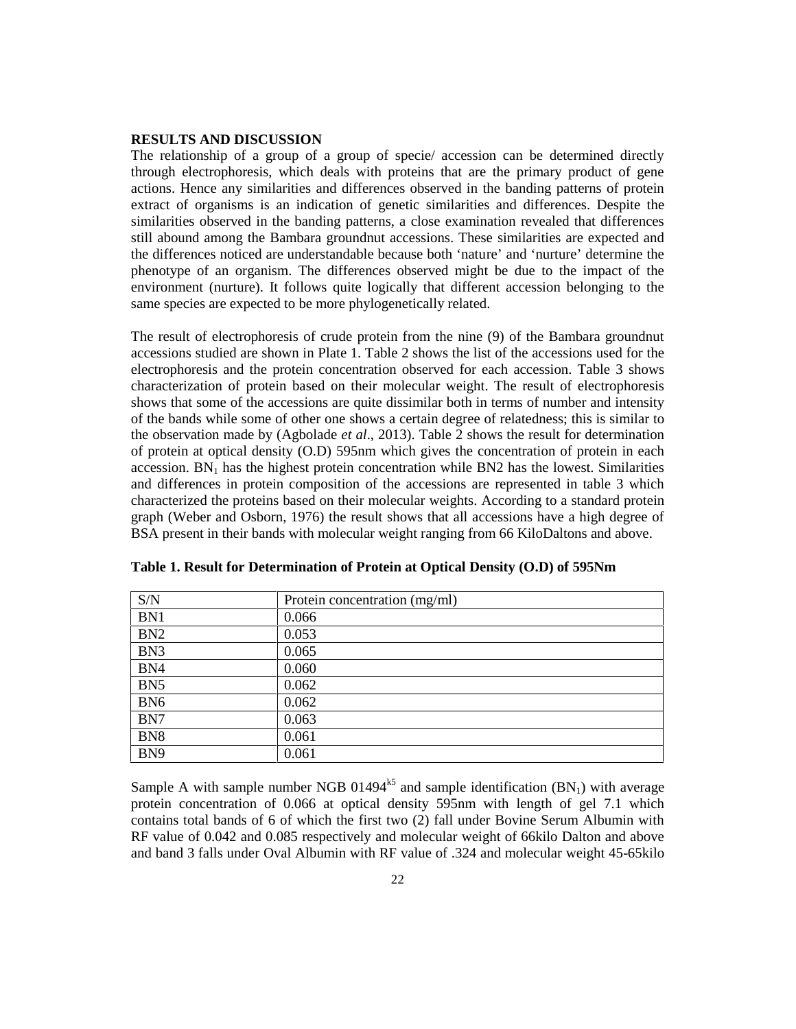## RESULTS AND DISCUSSION

The relationship of a group of a group of specie/ accession can be determined directly through electrophoresis, which deals with proteins that are the primary product of gene actions. Hence any similarities and differences observed in the banding patterns of protein extract of organisms is an indication of genetic similarities and differences. Despite the similarities observed in the banding patterns, a close examination revealed that differences still abound among the Bambara groundnut accessions. These similarities are expected and the differences noticed are understandable because both 'nature' and 'nurture' determine the phenotype of an organism. The differences observed might be due to the impact of the environment (nurture). It follows quite logically that different accession belonging to the same species are expected to be more phylogenetically related.

The result of electrophoresis of crude protein from the nine (9) of the Bambara groundnut accessions studied are shown in Plate 1. Table 2 shows the list of the accessions used for the electrophoresis and the protein concentration observed for each accession. Table 3 shows characterization of protein based on their molecular weight. The result of electrophoresis shows that some of the accessions are quite dissimilar both in terms of number and intensity of the bands while some of other one shows a certain degree of relatedness; this is similar to the observation made by (Agbolade *et al*., 2013). Table 2 shows the result for determination of protein at optical density (O.D) 595nm which gives the concentration of protein in each accession. $BN_1$ has the highest protein concentration while BN2 has the lowest. Similarities and differences in protein composition of the accessions are represented in table 3 which characterized the proteins based on their molecular weights. According to a standard protein graph (Weber and Osborn, 1976) the result shows that all accessions have a high degree of BSA present in their bands with molecular weight ranging from 66 KiloDaltons and above.

**Table 1. Result for Determination of Protein at Optical Density (O.D) of 595Nm**

| S/N | Protein concentration (mg/ml) |
|---|---|
| BN1 | 0.066 |
| BN2 | 0.053 |
| BN3 | 0.065 |
| BN4 | 0.060 |
| BN5 | 0.062 |
| BN6 | 0.062 |
| BN7 | 0.063 |
| BN8 | 0.061 |
| BN9 | 0.061 |

Sample A with sample number NGB $01494^{k5}$ and sample identification ($BN_1$) with average protein concentration of 0.066 at optical density 595nm with length of gel 7.1 which contains total bands of 6 of which the first two (2) fall under Bovine Serum Albumin with RF value of 0.042 and 0.085 respectively and molecular weight of 66kilo Dalton and above and band 3 falls under Oval Albumin with RF value of .324 and molecular weight 45-65kilo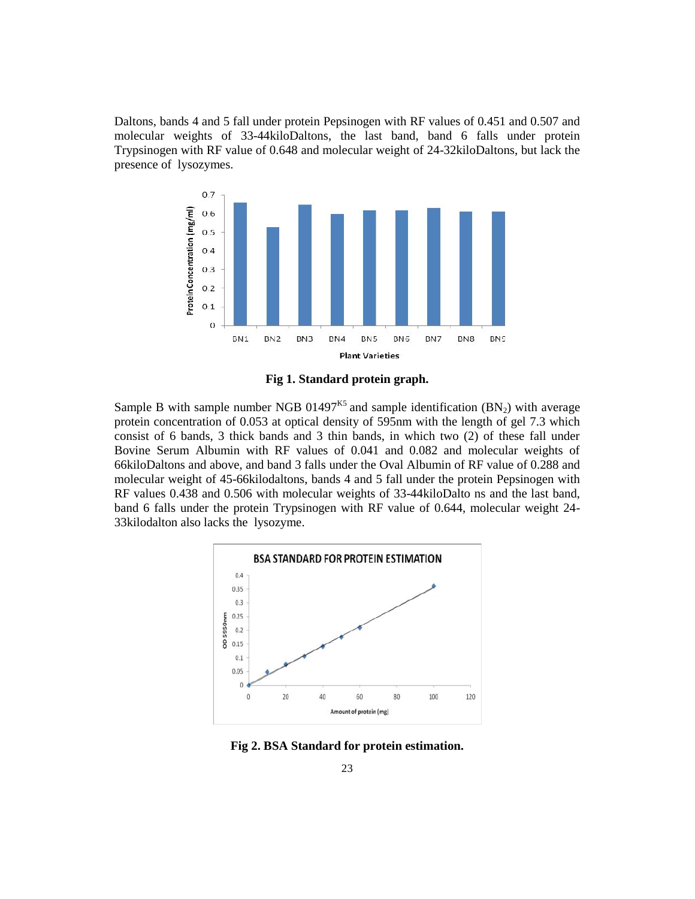Daltons, bands 4 and 5 fall under protein Pepsinogen with RF values of 0.451 and 0.507 and molecular weights of 33-44kiloDaltons, the last band, band 6 falls under protein Trypsinogen with RF value of 0.648 and molecular weight of 24-32kiloDaltons, but lack the presence of lysozymes.

**Fig 1. Standard protein graph.**

Sample B with sample number NGB 01497[K5] and sample identification ($BN_2$) with average protein concentration of 0.053 at optical density of 595nm with the length of gel 7.3 which consist of 6 bands, 3 thick bands and 3 thin bands, in which two (2) of these fall under Bovine Serum Albumin with RF values of 0.041 and 0.082 and molecular weights of 66kiloDaltons and above, and band 3 falls under the Oval Albumin of RF value of 0.288 and molecular weight of 45-66kilodaltons, bands 4 and 5 fall under the protein Pepsinogen with RF values 0.438 and 0.506 with molecular weights of 33-44kiloDalto ns and the last band, band 6 falls under the protein Trypsinogen with RF value of 0.644, molecular weight 24-33kilodalton also lacks the lysozyme.

**Fig 2. BSA Standard for protein estimation.**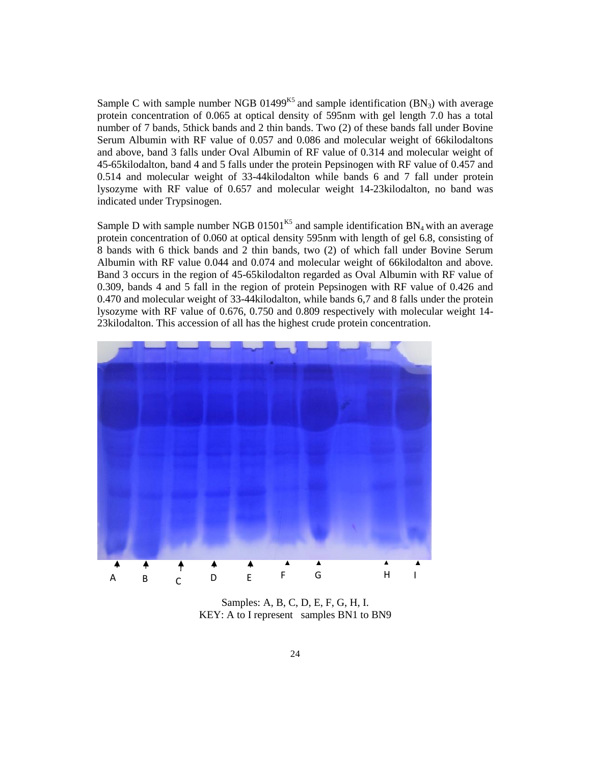Sample C with sample number NGB 01499[K5] and sample identification ($BN_3$) with average protein concentration of 0.065 at optical density of 595nm with gel length 7.0 has a total number of 7 bands, 5thick bands and 2 thin bands. Two (2) of these bands fall under Bovine Serum Albumin with RF value of 0.057 and 0.086 and molecular weight of 66kilodaltons and above, band 3 falls under Oval Albumin of RF value of 0.314 and molecular weight of 45-65kilodalton, band 4 and 5 falls under the protein Pepsinogen with RF value of 0.457 and 0.514 and molecular weight of 33-44kilodalton while bands 6 and 7 fall under protein lysozyme with RF value of 0.657 and molecular weight 14-23kilodalton, no band was indicated under Trypsinogen.

Sample D with sample number NGB 01501[K5] and sample identification $BN_4$ with an average protein concentration of 0.060 at optical density 595nm with length of gel 6.8, consisting of 8 bands with 6 thick bands and 2 thin bands, two (2) of which fall under Bovine Serum Albumin with RF value 0.044 and 0.074 and molecular weight of 66kilodalton and above. Band 3 occurs in the region of 45-65kilodalton regarded as Oval Albumin with RF value of 0.309, bands 4 and 5 fall in the region of protein Pepsinogen with RF value of 0.426 and 0.470 and molecular weight of 33-44kilodalton, while bands 6,7 and 8 falls under the protein lysozyme with RF value of 0.676, 0.750 and 0.809 respectively with molecular weight 14-23kilodalton. This accession of all has the highest crude protein concentration.

A B C D E F G H I

Samples: A, B, C, D, E, F, G, H, I.
KEY: A to I represent samples BN1 to BN9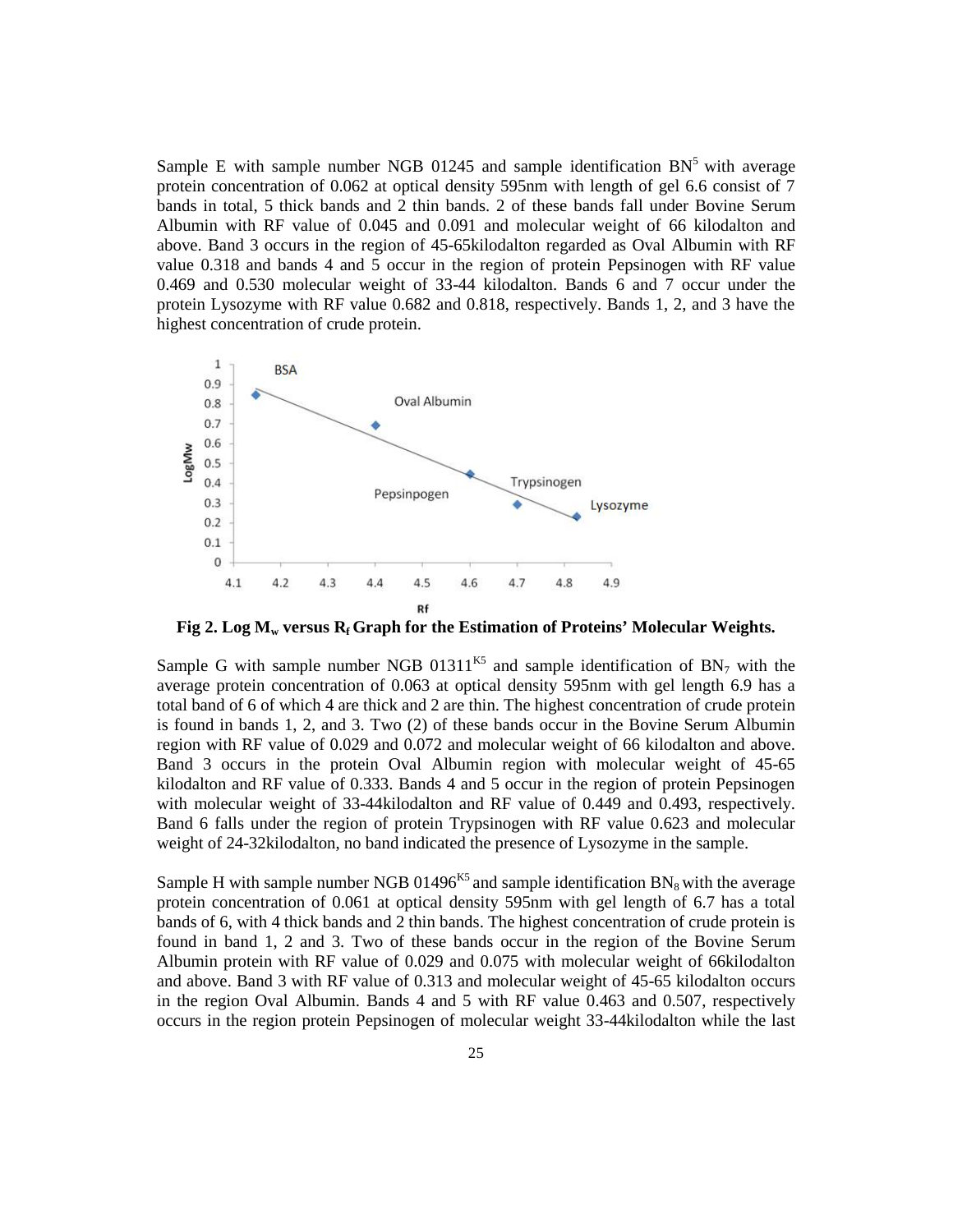Sample E with sample number NGB 01245 and sample identification $BN^5$ with average protein concentration of 0.062 at optical density 595nm with length of gel 6.6 consist of 7 bands in total, 5 thick bands and 2 thin bands. 2 of these bands fall under Bovine Serum Albumin with RF value of 0.045 and 0.091 and molecular weight of 66 kilodalton and above. Band 3 occurs in the region of 45-65kilodalton regarded as Oval Albumin with RF value 0.318 and bands 4 and 5 occur in the region of protein Pepsinogen with RF value 0.469 and 0.530 molecular weight of 33-44 kilodalton. Bands 6 and 7 occur under the protein Lysozyme with RF value 0.682 and 0.818, respectively. Bands 1, 2, and 3 have the highest concentration of crude protein.

**Fig 2. Log $M_w$ versus $R_f$ Graph for the Estimation of Proteins' Molecular Weights.**

Sample G with sample number NGB $01311^{K5}$ and sample identification of $BN_7$ with the average protein concentration of 0.063 at optical density 595nm with gel length 6.9 has a total band of 6 of which 4 are thick and 2 are thin. The highest concentration of crude protein is found in bands 1, 2, and 3. Two (2) of these bands occur in the Bovine Serum Albumin region with RF value of 0.029 and 0.072 and molecular weight of 66 kilodalton and above. Band 3 occurs in the protein Oval Albumin region with molecular weight of 45-65 kilodalton and RF value of 0.333. Bands 4 and 5 occur in the region of protein Pepsinogen with molecular weight of 33-44kilodalton and RF value of 0.449 and 0.493, respectively. Band 6 falls under the region of protein Trypsinogen with RF value 0.623 and molecular weight of 24-32kilodalton, no band indicated the presence of Lysozyme in the sample.

Sample H with sample number NGB $01496^{K5}$ and sample identification $BN_8$ with the average protein concentration of 0.061 at optical density 595nm with gel length of 6.7 has a total bands of 6, with 4 thick bands and 2 thin bands. The highest concentration of crude protein is found in band 1, 2 and 3. Two of these bands occur in the region of the Bovine Serum Albumin protein with RF value of 0.029 and 0.075 with molecular weight of 66kilodalton and above. Band 3 with RF value of 0.313 and molecular weight of 45-65 kilodalton occurs in the region Oval Albumin. Bands 4 and 5 with RF value 0.463 and 0.507, respectively occurs in the region protein Pepsinogen of molecular weight 33-44kilodalton while the last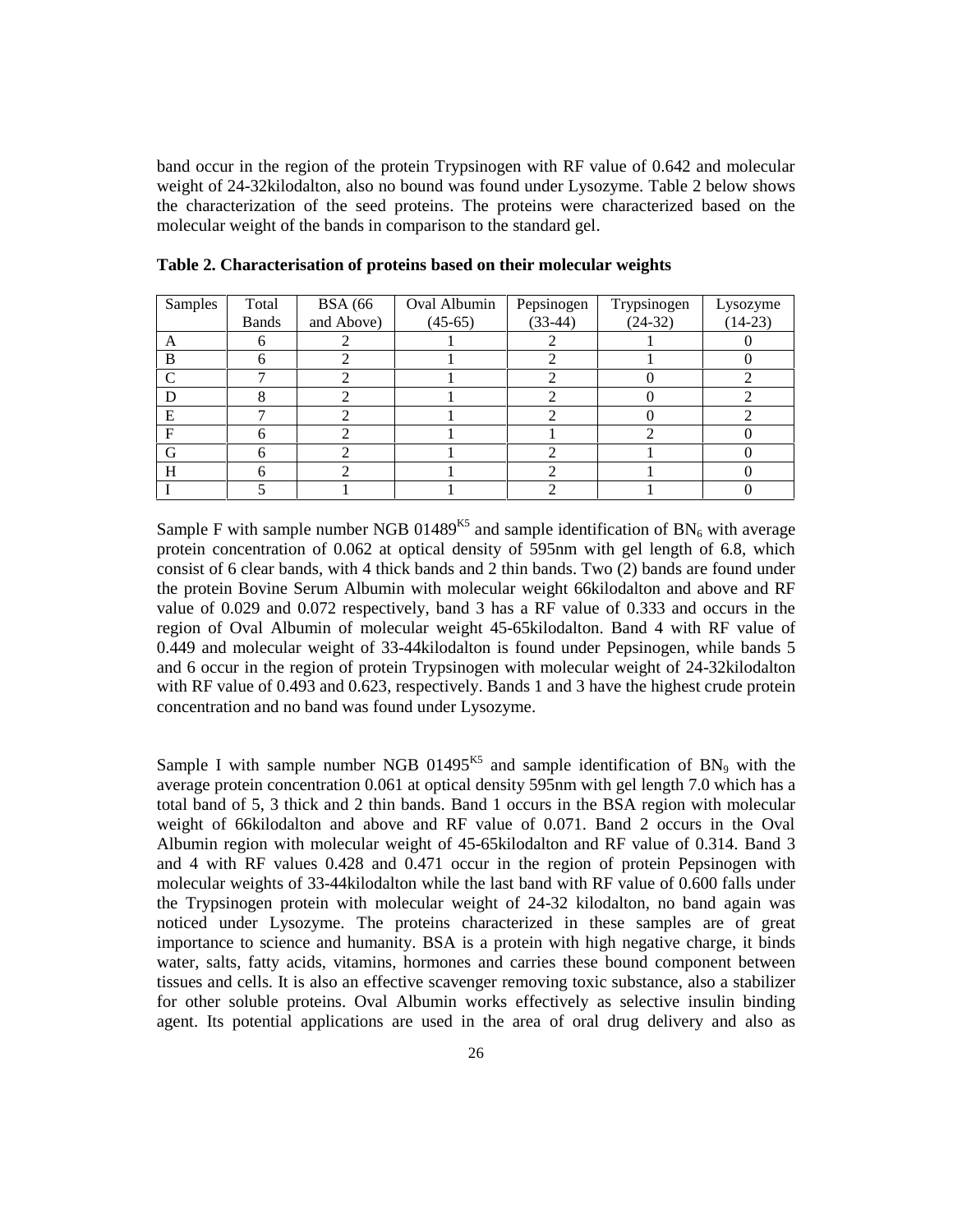band occur in the region of the protein Trypsinogen with RF value of 0.642 and molecular weight of 24-32kilodalton, also no bound was found under Lysozyme. Table 2 below shows the characterization of the seed proteins. The proteins were characterized based on the molecular weight of the bands in comparison to the standard gel.

**Table 2. Characterisation of proteins based on their molecular weights**

| Samples | Total Bands | BSA (66 and Above) | Oval Albumin (45-65) | Pepsinogen (33-44) | Trypsinogen (24-32) | Lysozyme (14-23) |
|---|---|---|---|---|---|---|
| A | 6 | 2 | 1 | 2 | 1 | 0 |
| B | 6 | 2 | 1 | 2 | 1 | 0 |
| C | 7 | 2 | 1 | 2 | 0 | 2 |
| D | 8 | 2 | 1 | 2 | 0 | 2 |
| E | 7 | 2 | 1 | 2 | 0 | 2 |
| F | 6 | 2 | 1 | 1 | 2 | 0 |
| G | 6 | 2 | 1 | 2 | 1 | 0 |
| H | 6 | 2 | 1 | 2 | 1 | 0 |
| I | 5 | 1 | 1 | 2 | 1 | 0 |

Sample F with sample number NGB $01489^{K5}$ and sample identification of $BN_6$ with average protein concentration of 0.062 at optical density of 595nm with gel length of 6.8, which consist of 6 clear bands, with 4 thick bands and 2 thin bands. Two (2) bands are found under the protein Bovine Serum Albumin with molecular weight 66kilodalton and above and RF value of 0.029 and 0.072 respectively, band 3 has a RF value of 0.333 and occurs in the region of Oval Albumin of molecular weight 45-65kilodalton. Band 4 with RF value of 0.449 and molecular weight of 33-44kilodalton is found under Pepsinogen, while bands 5 and 6 occur in the region of protein Trypsinogen with molecular weight of 24-32kilodalton with RF value of 0.493 and 0.623, respectively. Bands 1 and 3 have the highest crude protein concentration and no band was found under Lysozyme.

Sample I with sample number NGB $01495^{K5}$ and sample identification of $BN_9$ with the average protein concentration 0.061 at optical density 595nm with gel length 7.0 which has a total band of 5, 3 thick and 2 thin bands. Band 1 occurs in the BSA region with molecular weight of 66kilodalton and above and RF value of 0.071. Band 2 occurs in the Oval Albumin region with molecular weight of 45-65kilodalton and RF value of 0.314. Band 3 and 4 with RF values 0.428 and 0.471 occur in the region of protein Pepsinogen with molecular weights of 33-44kilodalton while the last band with RF value of 0.600 falls under the Trypsinogen protein with molecular weight of 24-32 kilodalton, no band again was noticed under Lysozyme. The proteins characterized in these samples are of great importance to science and humanity. BSA is a protein with high negative charge, it binds water, salts, fatty acids, vitamins, hormones and carries these bound component between tissues and cells. It is also an effective scavenger removing toxic substance, also a stabilizer for other soluble proteins. Oval Albumin works effectively as selective insulin binding agent. Its potential applications are used in the area of oral drug delivery and also as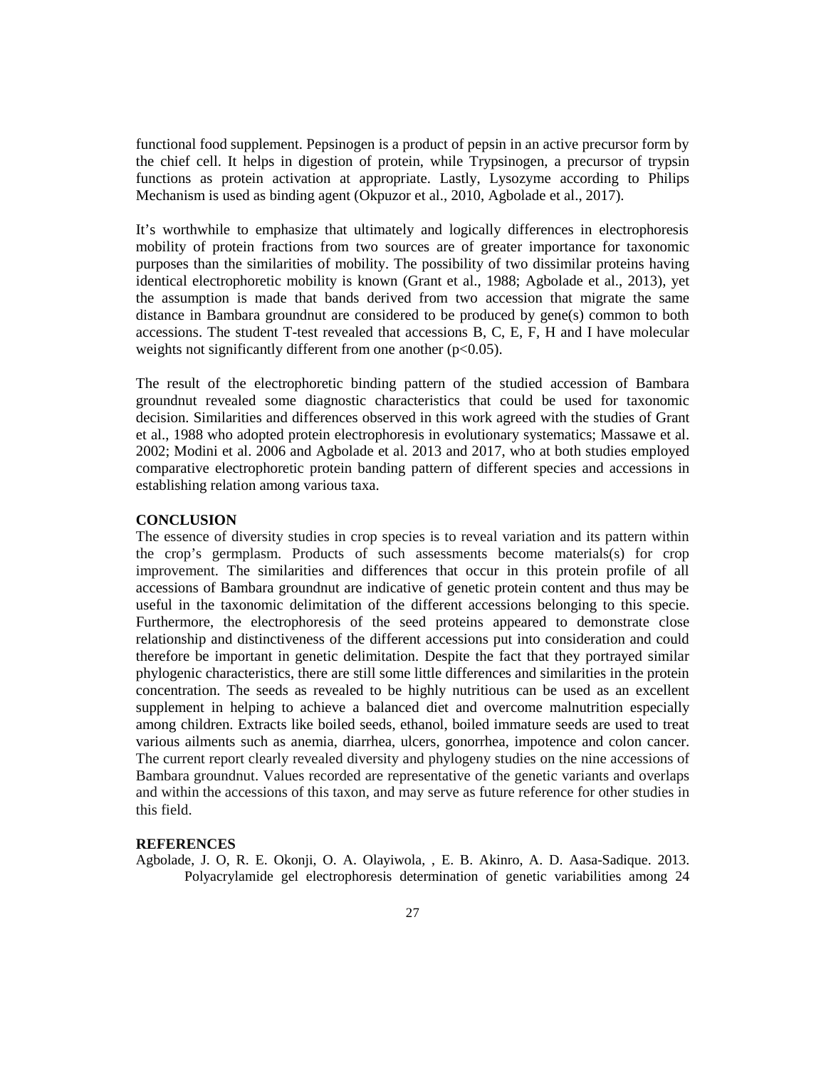functional food supplement. Pepsinogen is a product of pepsin in an active precursor form by the chief cell. It helps in digestion of protein, while Trypsinogen, a precursor of trypsin functions as protein activation at appropriate. Lastly, Lysozyme according to Philips Mechanism is used as binding agent (Okpuzor et al., 2010, Agbolade et al., 2017).

It's worthwhile to emphasize that ultimately and logically differences in electrophoresis mobility of protein fractions from two sources are of greater importance for taxonomic purposes than the similarities of mobility. The possibility of two dissimilar proteins having identical electrophoretic mobility is known (Grant et al., 1988; Agbolade et al., 2013), yet the assumption is made that bands derived from two accession that migrate the same distance in Bambara groundnut are considered to be produced by gene(s) common to both accessions. The student T-test revealed that accessions B, C, E, F, H and I have molecular weights not significantly different from one another ($p<0.05$).

The result of the electrophoretic binding pattern of the studied accession of Bambara groundnut revealed some diagnostic characteristics that could be used for taxonomic decision. Similarities and differences observed in this work agreed with the studies of Grant et al., 1988 who adopted protein electrophoresis in evolutionary systematics; Massawe et al. 2002; Modini et al. 2006 and Agbolade et al. 2013 and 2017, who at both studies employed comparative electrophoretic protein banding pattern of different species and accessions in establishing relation among various taxa.

## CONCLUSION

The essence of diversity studies in crop species is to reveal variation and its pattern within the crop's germplasm. Products of such assessments become materials(s) for crop improvement. The similarities and differences that occur in this protein profile of all accessions of Bambara groundnut are indicative of genetic protein content and thus may be useful in the taxonomic delimitation of the different accessions belonging to this specie. Furthermore, the electrophoresis of the seed proteins appeared to demonstrate close relationship and distinctiveness of the different accessions put into consideration and could therefore be important in genetic delimitation. Despite the fact that they portrayed similar phylogenic characteristics, there are still some little differences and similarities in the protein concentration. The seeds as revealed to be highly nutritious can be used as an excellent supplement in helping to achieve a balanced diet and overcome malnutrition especially among children. Extracts like boiled seeds, ethanol, boiled immature seeds are used to treat various ailments such as anemia, diarrhea, ulcers, gonorrhea, impotence and colon cancer. The current report clearly revealed diversity and phylogeny studies on the nine accessions of Bambara groundnut. Values recorded are representative of the genetic variants and overlaps and within the accessions of this taxon, and may serve as future reference for other studies in this field.

## REFERENCES

Agbolade, J. O, R. E. Okonji, O. A. Olayiwola, , E. B. Akinro, A. D. Aasa-Sadique. 2013. Polyacrylamide gel electrophoresis determination of genetic variabilities among 24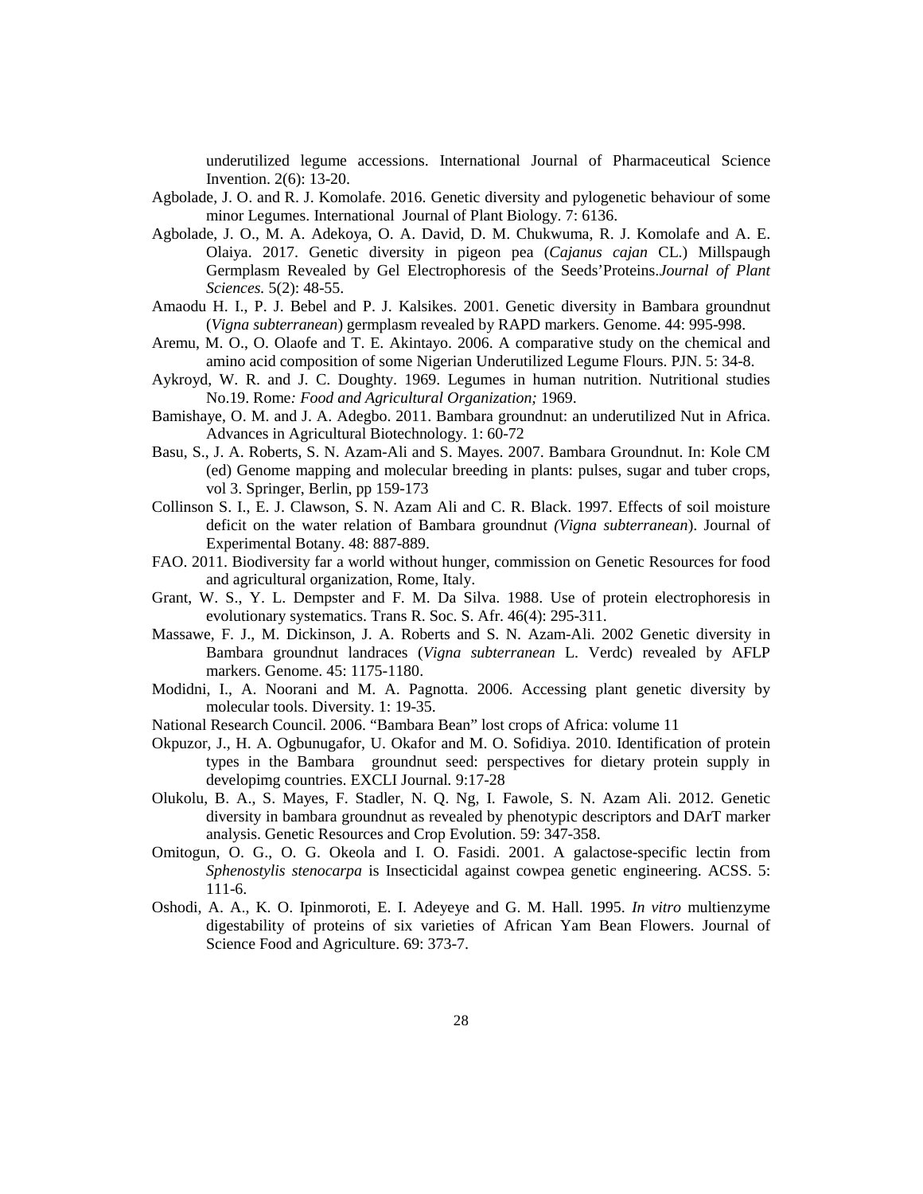underutilized legume accessions. International Journal of Pharmaceutical Science Invention. 2(6): 13-20.

Agbolade, J. O. and R. J. Komolafe. 2016. Genetic diversity and pylogenetic behaviour of some minor Legumes. International Journal of Plant Biology. 7: 6136.

Agbolade, J. O., M. A. Adekoya, O. A. David, D. M. Chukwuma, R. J. Komolafe and A. E. Olaiya. 2017. Genetic diversity in pigeon pea (*Cajanus cajan* CL.) Millspaugh Germplasm Revealed by Gel Electrophoresis of the Seeds'Proteins.*Journal of Plant Sciences.* 5(2): 48-55.

Amaodu H. I., P. J. Bebel and P. J. Kalsikes. 2001. Genetic diversity in Bambara groundnut (*Vigna subterranean*) germplasm revealed by RAPD markers. Genome. 44: 995-998.

Aremu, M. O., O. Olaofe and T. E. Akintayo. 2006. A comparative study on the chemical and amino acid composition of some Nigerian Underutilized Legume Flours. PJN. 5: 34-8.

Aykroyd, W. R. and J. C. Doughty. 1969. Legumes in human nutrition. Nutritional studies No.19. Rome*: Food and Agricultural Organization;* 1969.

Bamishaye, O. M. and J. A. Adegbo. 2011. Bambara groundnut: an underutilized Nut in Africa. Advances in Agricultural Biotechnology. 1: 60-72

Basu, S., J. A. Roberts, S. N. Azam-Ali and S. Mayes. 2007. Bambara Groundnut. In: Kole CM (ed) Genome mapping and molecular breeding in plants: pulses, sugar and tuber crops, vol 3. Springer, Berlin, pp 159-173

Collinson S. I., E. J. Clawson, S. N. Azam Ali and C. R. Black. 1997. Effects of soil moisture deficit on the water relation of Bambara groundnut *(Vigna subterranean*). Journal of Experimental Botany. 48: 887-889.

FAO. 2011. Biodiversity far a world without hunger, commission on Genetic Resources for food and agricultural organization, Rome, Italy.

Grant, W. S., Y. L. Dempster and F. M. Da Silva. 1988. Use of protein electrophoresis in evolutionary systematics. Trans R. Soc. S. Afr. 46(4): 295-311.

Massawe, F. J., M. Dickinson, J. A. Roberts and S. N. Azam-Ali. 2002 Genetic diversity in Bambara groundnut landraces (*Vigna subterranean* L. Verdc) revealed by AFLP markers. Genome. 45: 1175-1180.

Modidni, I., A. Noorani and M. A. Pagnotta. 2006. Accessing plant genetic diversity by molecular tools. Diversity. 1: 19-35.

National Research Council. 2006. "Bambara Bean" lost crops of Africa: volume 11

Okpuzor, J., H. A. Ogbunugafor, U. Okafor and M. O. Sofidiya. 2010. Identification of protein types in the Bambara groundnut seed: perspectives for dietary protein supply in developimg countries. EXCLI Journal. 9:17-28

Olukolu, B. A., S. Mayes, F. Stadler, N. Q. Ng, I. Fawole, S. N. Azam Ali. 2012. Genetic diversity in bambara groundnut as revealed by phenotypic descriptors and DArT marker analysis. Genetic Resources and Crop Evolution. 59: 347-358.

Omitogun, O. G., O. G. Okeola and I. O. Fasidi. 2001. A galactose-specific lectin from *Sphenostylis stenocarpa* is Insecticidal against cowpea genetic engineering. ACSS. 5: 111-6.

Oshodi, A. A., K. O. Ipinmoroti, E. I. Adeyeye and G. M. Hall. 1995. *In vitro* multienzyme digestability of proteins of six varieties of African Yam Bean Flowers. Journal of Science Food and Agriculture. 69: 373-7.